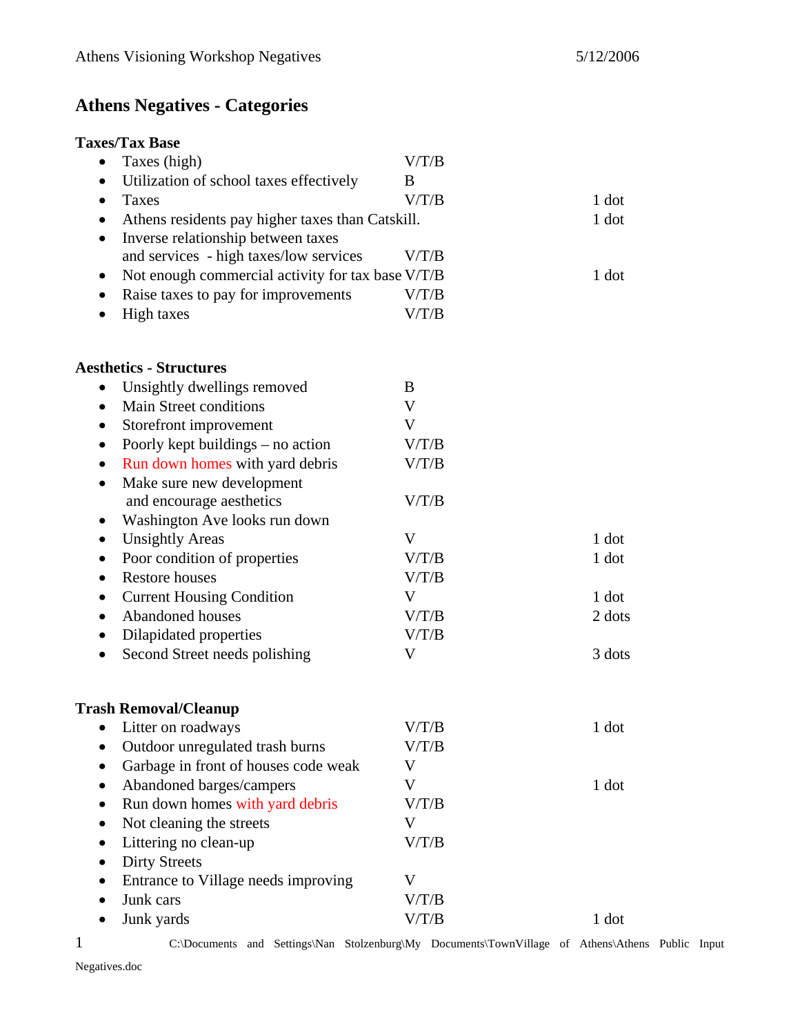# Athens Negatives - Categories

## Taxes/Tax Base

| Item | Category | Dots |
|---|---|---|
| Taxes (high) | V/T/B | |
| Utilization of school taxes effectively | B | |
| Taxes | V/T/B | 1 dot |
| Athens residents pay higher taxes than Catskill. | | 1 dot |
| Inverse relationship between taxes and services - high taxes/low services | V/T/B | |
| Not enough commercial activity for tax base | V/T/B | 1 dot |
| Raise taxes to pay for improvements | V/T/B | |
| High taxes | V/T/B | |

## Aesthetics - Structures

| Item | Category | Dots |
|---|---|---|
| Unsightly dwellings removed | B | |
| Main Street conditions | V | |
| Storefront improvement | V | |
| Poorly kept buildings – no action | V/T/B | |
| Run down homes with yard debris | V/T/B | |
| Make sure new development and encourage aesthetics | V/T/B | |
| Washington Ave looks run down | | |
| Unsightly Areas | V | 1 dot |
| Poor condition of properties | V/T/B | 1 dot |
| Restore houses | V/T/B | |
| Current Housing Condition | V | 1 dot |
| Abandoned houses | V/T/B | 2 dots |
| Dilapidated properties | V/T/B | |
| Second Street needs polishing | V | 3 dots |

## Trash Removal/Cleanup

| Item | Category | Dots |
|---|---|---|
| Litter on roadways | V/T/B | 1 dot |
| Outdoor unregulated trash burns | V/T/B | |
| Garbage in front of houses code weak | V | |
| Abandoned barges/campers | V | 1 dot |
| Run down homes with yard debris | V/T/B | |
| Not cleaning the streets | V | |
| Littering no clean-up | V/T/B | |
| Dirty Streets | | |
| Entrance to Village needs improving | V | |
| Junk cars | V/T/B | |
| Junk yards | V/T/B | 1 dot |

C:\Documents and Settings\Nan Stolzenburg\My Documents\TownVillage of Athens\Athens Public Input Negatives.doc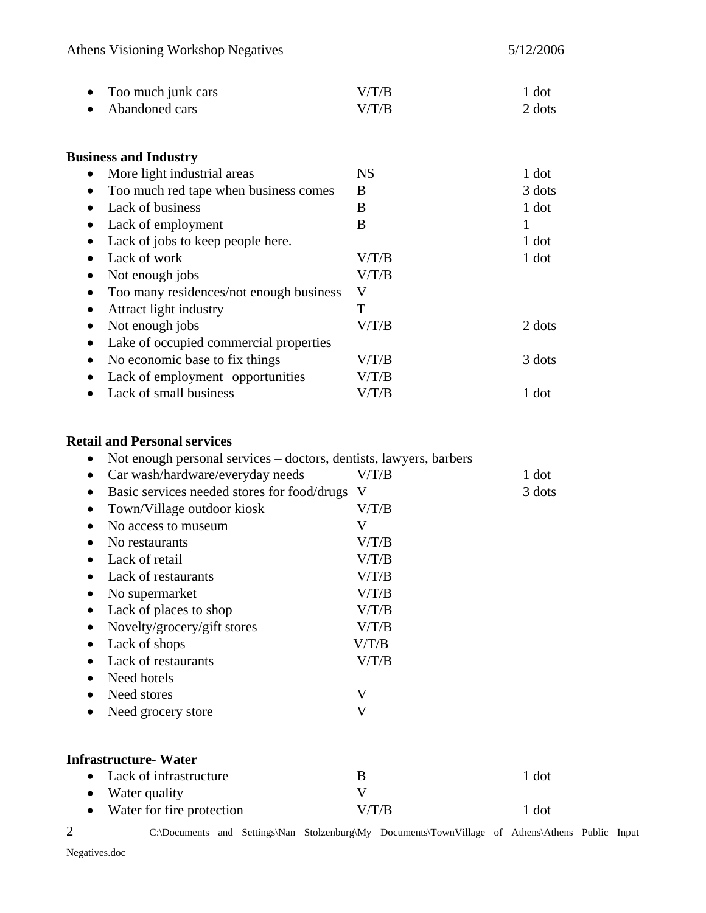| | | |
|---|---|---|
| Too much junk cars | V/T/B | 1 dot |
| Abandoned cars | V/T/B | 2 dots |

**Business and Industry**

| | | |
|---|---|---|
| More light industrial areas | NS | 1 dot |
| Too much red tape when business comes | B | 3 dots |
| Lack of business | B | 1 dot |
| Lack of employment | B | 1 |
| Lack of jobs to keep people here. | | 1 dot |
| Lack of work | V/T/B | 1 dot |
| Not enough jobs | V/T/B | |
| Too many residences/not enough business | V | |
| Attract light industry | T | |
| Not enough jobs | V/T/B | 2 dots |
| Lake of occupied commercial properties | | |
| No economic base to fix things | V/T/B | 3 dots |
| Lack of employment opportunities | V/T/B | |
| Lack of small business | V/T/B | 1 dot |

**Retail and Personal services**

| | | |
|---|---|---|
| Not enough personal services – doctors, dentists, lawyers, barbers | | |
| Car wash/hardware/everyday needs | V/T/B | 1 dot |
| Basic services needed stores for food/drugs | V | 3 dots |
| Town/Village outdoor kiosk | V/T/B | |
| No access to museum | V | |
| No restaurants | V/T/B | |
| Lack of retail | V/T/B | |
| Lack of restaurants | V/T/B | |
| No supermarket | V/T/B | |
| Lack of places to shop | V/T/B | |
| Novelty/grocery/gift stores | V/T/B | |
| Lack of shops | V/T/B | |
| Lack of restaurants | V/T/B | |
| Need hotels | | |
| Need stores | V | |
| Need grocery store | V | |

**Infrastructure- Water**

| | | |
|---|---|---|
| Lack of infrastructure | B | 1 dot |
| Water quality | V | |
| Water for fire protection | V/T/B | 1 dot |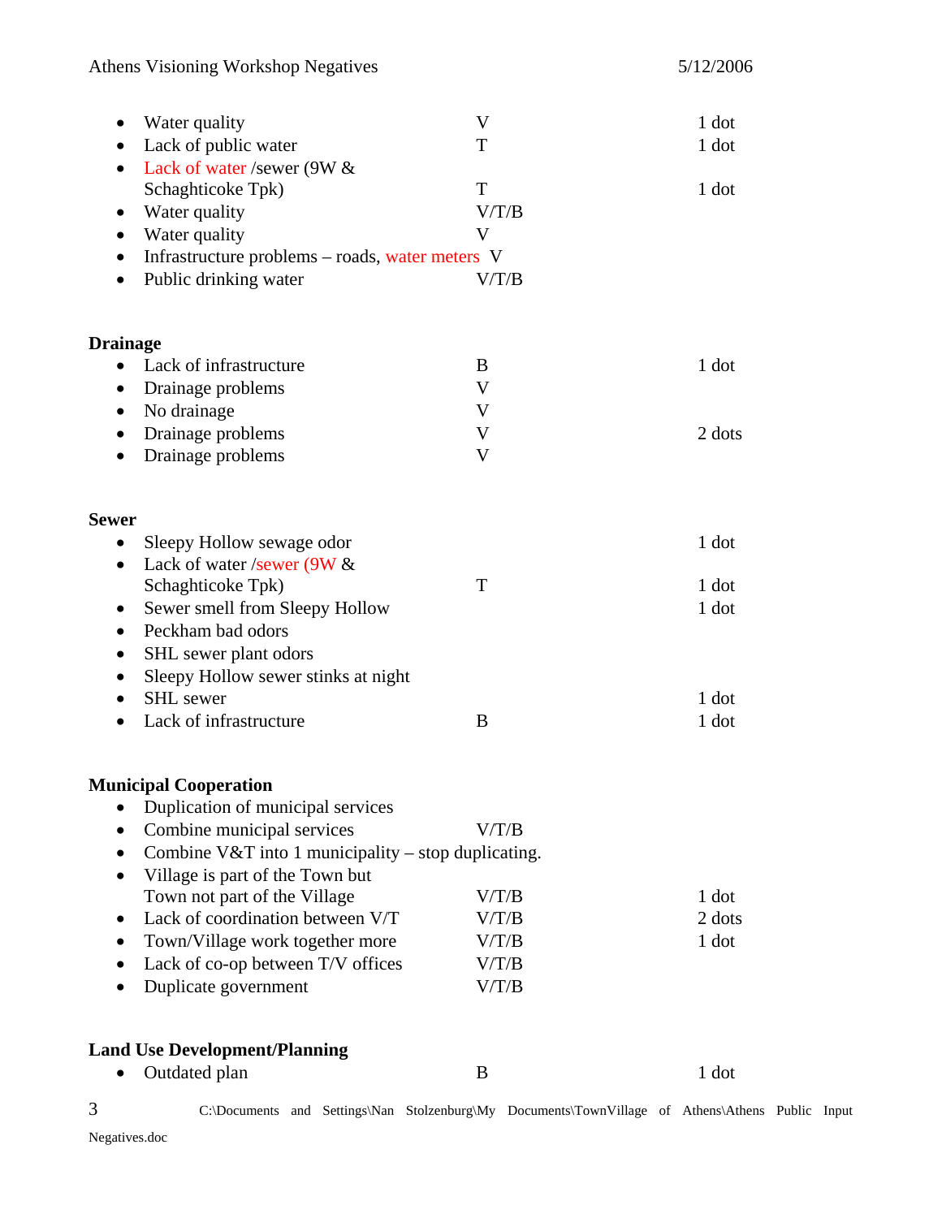| Item | Location | Dots |
|---|---|---|
| Water quality | V | 1 dot |
| Lack of public water | T | 1 dot |
| Lack of water /sewer (9W & Schaghticoke Tpk) | T | 1 dot |
| Water quality | V/T/B | |
| Water quality | V | |
| Infrastructure problems – roads, water meters | V | |
| Public drinking water | V/T/B | |

**Drainage**

| Item | Location | Dots |
|---|---|---|
| Lack of infrastructure | B | 1 dot |
| Drainage problems | V | |
| No drainage | V | |
| Drainage problems | V | 2 dots |
| Drainage problems | V | |

**Sewer**

| Item | Location | Dots |
|---|---|---|
| Sleepy Hollow sewage odor | | 1 dot |
| Lack of water /sewer (9W & Schaghticoke Tpk) | T | 1 dot |
| Sewer smell from Sleepy Hollow | | 1 dot |
| Peckham bad odors | | |
| SHL sewer plant odors | | |
| Sleepy Hollow sewer stinks at night | | |
| SHL sewer | | 1 dot |
| Lack of infrastructure | B | 1 dot |

**Municipal Cooperation**

| Item | Location | Dots |
|---|---|---|
| Duplication of municipal services | | |
| Combine municipal services | V/T/B | |
| Combine V&T into 1 municipality – stop duplicating. | | |
| Village is part of the Town but Town not part of the Village | V/T/B | 1 dot |
| Lack of coordination between V/T | V/T/B | 2 dots |
| Town/Village work together more | V/T/B | 1 dot |
| Lack of co-op between T/V offices | V/T/B | |
| Duplicate government | V/T/B | |

**Land Use Development/Planning**

| Item | Location | Dots |
|---|---|---|
| Outdated plan | B | 1 dot |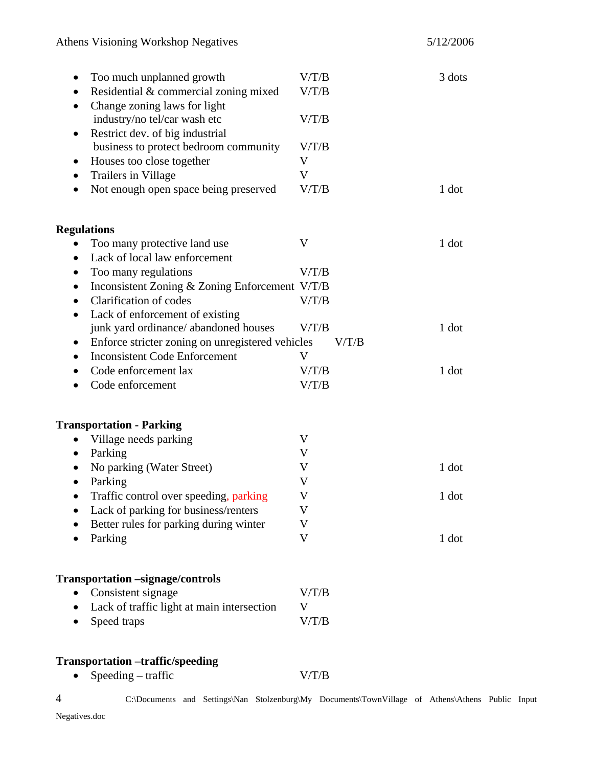- Too much unplanned growth V/T/B 3 dots
- Residential & commercial zoning mixed V/T/B
- Change zoning laws for light industry/no tel/car wash etc V/T/B
- Restrict dev. of big industrial business to protect bedroom community V/T/B
- Houses too close together V
- Trailers in Village V
- Not enough open space being preserved V/T/B 1 dot

**Regulations**

- Too many protective land use V 1 dot
- Lack of local law enforcement
- Too many regulations V/T/B
- Inconsistent Zoning & Zoning Enforcement V/T/B
- Clarification of codes V/T/B
- Lack of enforcement of existing junk yard ordinance/ abandoned houses V/T/B 1 dot
- Enforce stricter zoning on unregistered vehicles V/T/B
- Inconsistent Code Enforcement V
- Code enforcement lax V/T/B 1 dot
- Code enforcement V/T/B

**Transportation - Parking**

- Village needs parking V
- Parking V
- No parking (Water Street) V 1 dot
- Parking V
- Traffic control over speeding, parking V 1 dot
- Lack of parking for business/renters V
- Better rules for parking during winter V
- Parking V 1 dot

**Transportation –signage/controls**

- Consistent signage V/T/B
- Lack of traffic light at main intersection V
- Speed traps V/T/B

**Transportation –traffic/speeding**

- Speeding – traffic V/T/B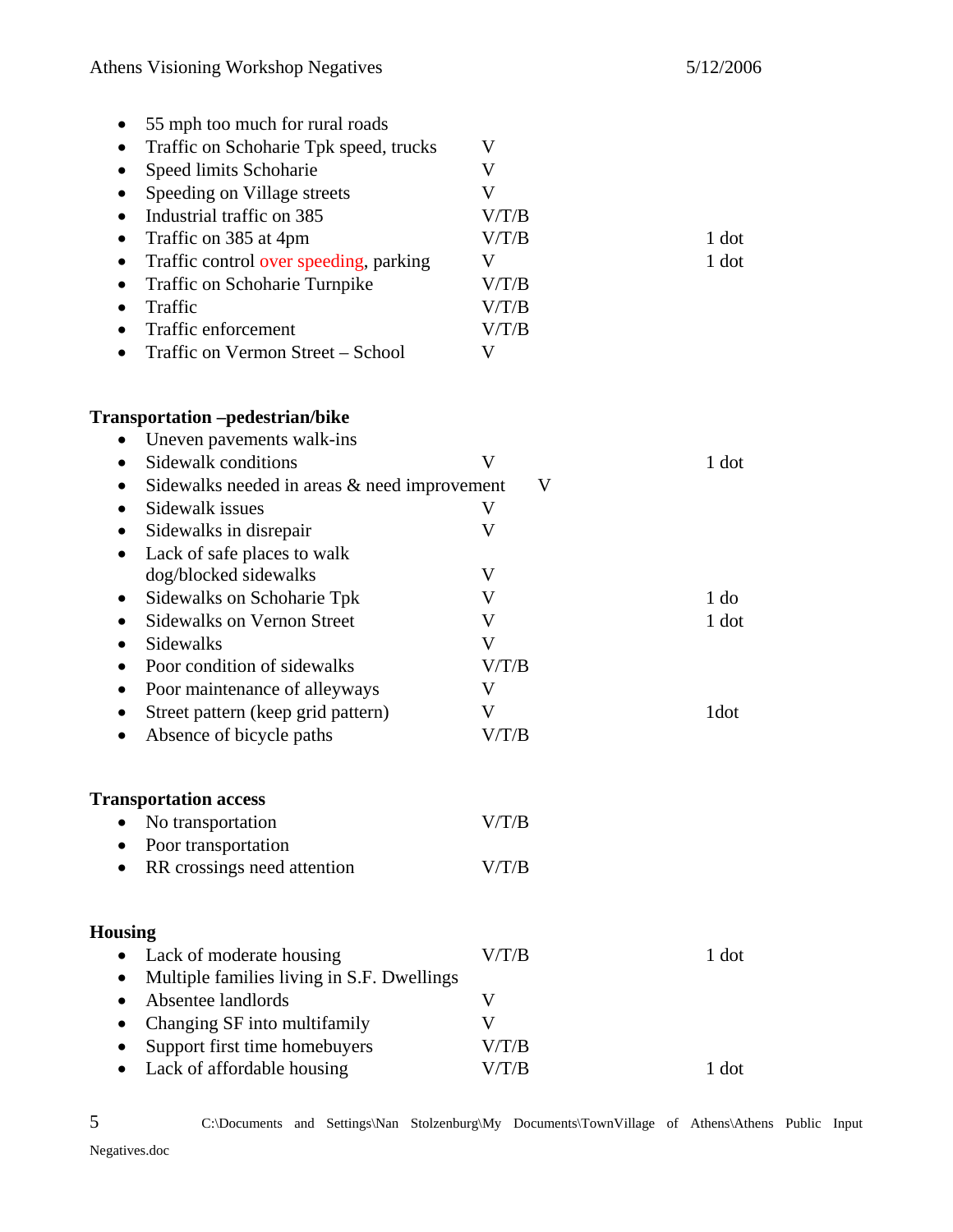- 55 mph too much for rural roads
- Traffic on Schoharie Tpk speed, trucks — V
- Speed limits Schoharie — V
- Speeding on Village streets — V
- Industrial traffic on 385 — V/T/B
- Traffic on 385 at 4pm — V/T/B — 1 dot
- Traffic control over speeding, parking — V — 1 dot
- Traffic on Schoharie Turnpike — V/T/B
- Traffic — V/T/B
- Traffic enforcement — V/T/B
- Traffic on Vermon Street – School — V

**Transportation –pedestrian/bike**

- Uneven pavements walk-ins
- Sidewalk conditions — V — 1 dot
- Sidewalks needed in areas & need improvement — V
- Sidewalk issues — V
- Sidewalks in disrepair — V
- Lack of safe places to walk dog/blocked sidewalks — V
- Sidewalks on Schoharie Tpk — V — 1 do
- Sidewalks on Vernon Street — V — 1 dot
- Sidewalks — V
- Poor condition of sidewalks — V/T/B
- Poor maintenance of alleyways — V
- Street pattern (keep grid pattern) — V — 1dot
- Absence of bicycle paths — V/T/B

**Transportation access**

- No transportation — V/T/B
- Poor transportation
- RR crossings need attention — V/T/B

**Housing**

- Lack of moderate housing — V/T/B — 1 dot
- Multiple families living in S.F. Dwellings
- Absentee landlords — V
- Changing SF into multifamily — V
- Support first time homebuyers — V/T/B
- Lack of affordable housing — V/T/B — 1 dot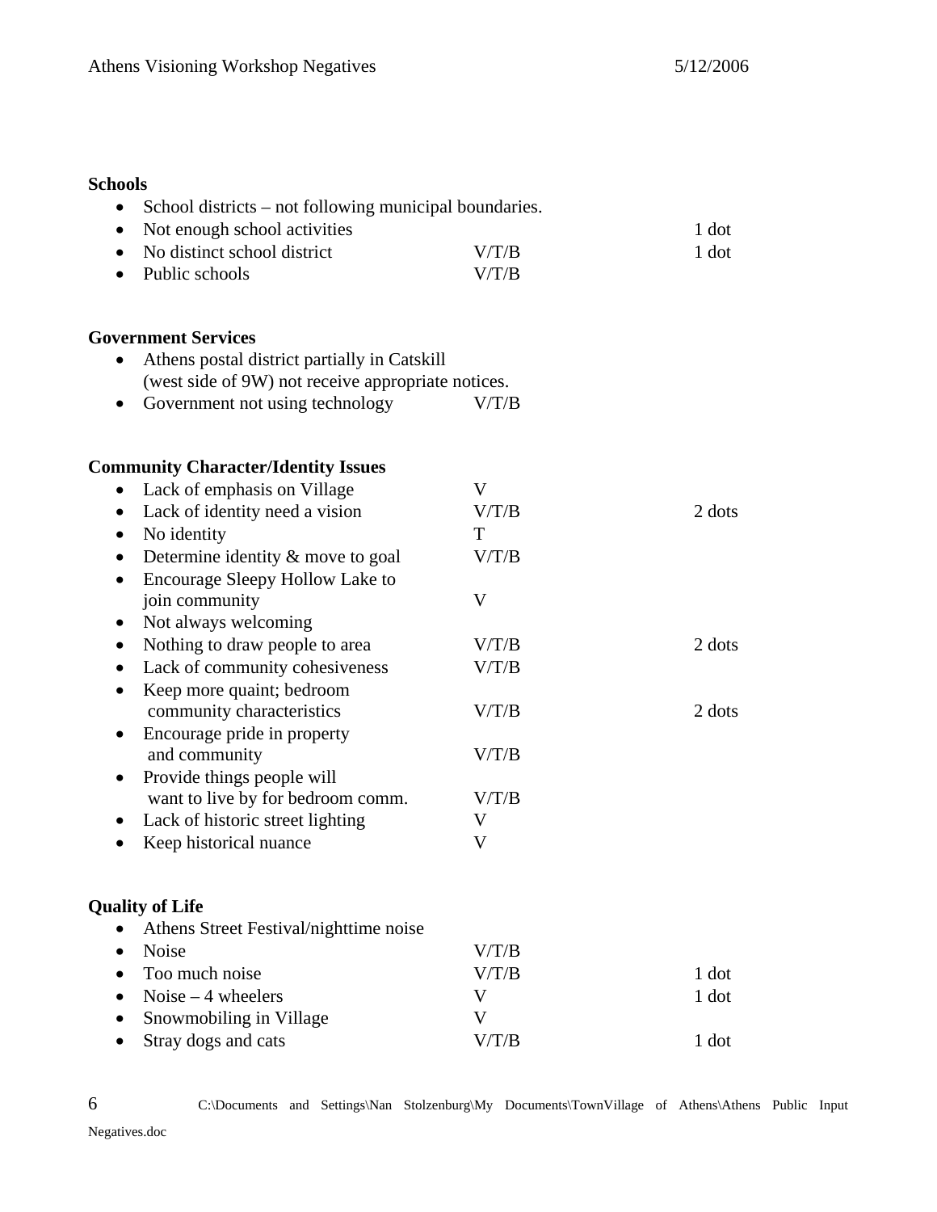**Schools**

| | | |
|---|---|---|
| School districts – not following municipal boundaries. | | |
| Not enough school activities | | 1 dot |
| No distinct school district | V/T/B | 1 dot |
| Public schools | V/T/B | |

**Government Services**

| | | |
|---|---|---|
| Athens postal district partially in Catskill (west side of 9W) not receive appropriate notices. | | |
| Government not using technology | V/T/B | |

**Community Character/Identity Issues**

| | | |
|---|---|---|
| Lack of emphasis on Village | V | |
| Lack of identity need a vision | V/T/B | 2 dots |
| No identity | T | |
| Determine identity & move to goal | V/T/B | |
| Encourage Sleepy Hollow Lake to join community | V | |
| Not always welcoming | | |
| Nothing to draw people to area | V/T/B | 2 dots |
| Lack of community cohesiveness | V/T/B | |
| Keep more quaint; bedroom community characteristics | V/T/B | 2 dots |
| Encourage pride in property and community | V/T/B | |
| Provide things people will want to live by for bedroom comm. | V/T/B | |
| Lack of historic street lighting | V | |
| Keep historical nuance | V | |

**Quality of Life**

| | | |
|---|---|---|
| Athens Street Festival/nighttime noise | | |
| Noise | V/T/B | |
| Too much noise | V/T/B | 1 dot |
| Noise – 4 wheelers | V | 1 dot |
| Snowmobiling in Village | V | |
| Stray dogs and cats | V/T/B | 1 dot |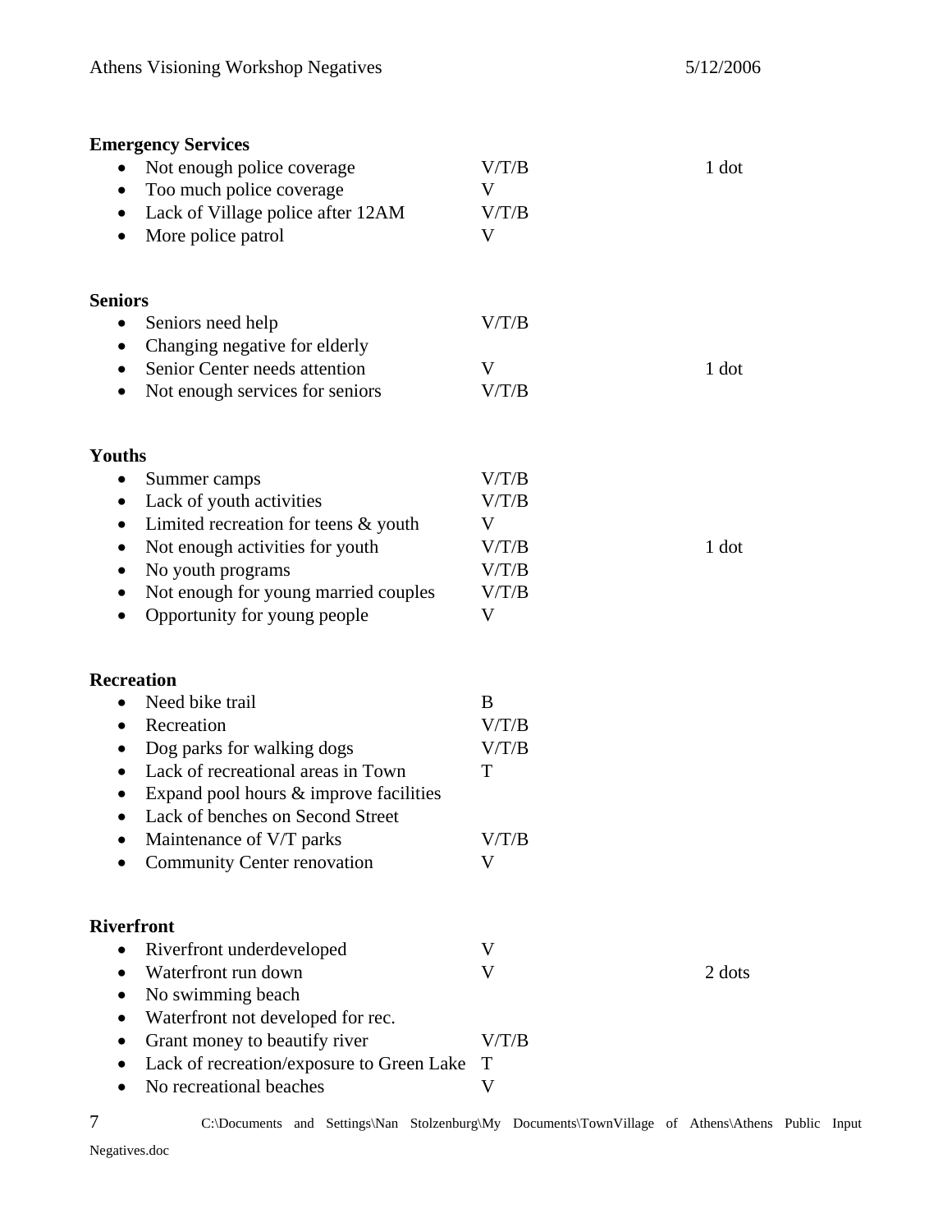## Emergency Services

| Item | Jurisdiction | Dots |
| --- | --- | --- |
| Not enough police coverage | V/T/B | 1 dot |
| Too much police coverage | V | |
| Lack of Village police after 12AM | V/T/B | |
| More police patrol | V | |

## Seniors

| Item | Jurisdiction | Dots |
| --- | --- | --- |
| Seniors need help | V/T/B | |
| Changing negative for elderly | | |
| Senior Center needs attention | V | 1 dot |
| Not enough services for seniors | V/T/B | |

## Youths

| Item | Jurisdiction | Dots |
| --- | --- | --- |
| Summer camps | V/T/B | |
| Lack of youth activities | V/T/B | |
| Limited recreation for teens & youth | V | |
| Not enough activities for youth | V/T/B | 1 dot |
| No youth programs | V/T/B | |
| Not enough for young married couples | V/T/B | |
| Opportunity for young people | V | |

## Recreation

| Item | Jurisdiction | Dots |
| --- | --- | --- |
| Need bike trail | B | |
| Recreation | V/T/B | |
| Dog parks for walking dogs | V/T/B | |
| Lack of recreational areas in Town | T | |
| Expand pool hours & improve facilities | | |
| Lack of benches on Second Street | | |
| Maintenance of V/T parks | V/T/B | |
| Community Center renovation | V | |

## Riverfront

| Item | Jurisdiction | Dots |
| --- | --- | --- |
| Riverfront underdeveloped | V | |
| Waterfront run down | V | 2 dots |
| No swimming beach | | |
| Waterfront not developed for rec. | | |
| Grant money to beautify river | V/T/B | |
| Lack of recreation/exposure to Green Lake | T | |
| No recreational beaches | V | |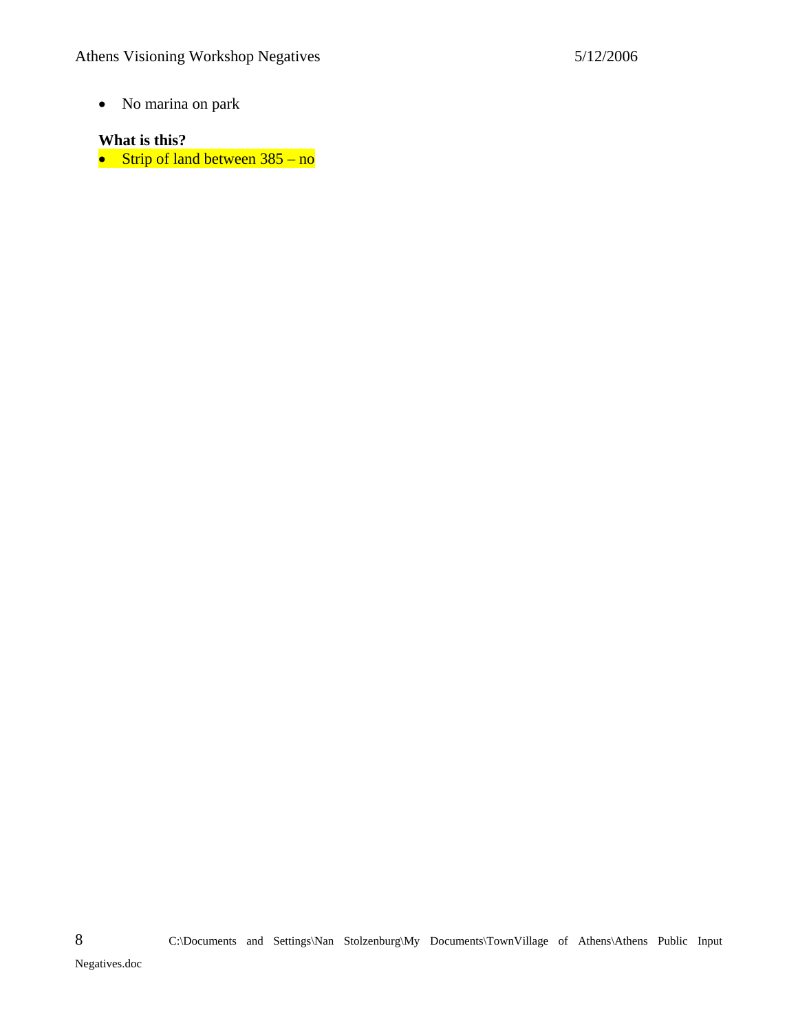- No marina on park

**What is this?**

- Strip of land between 385 – no